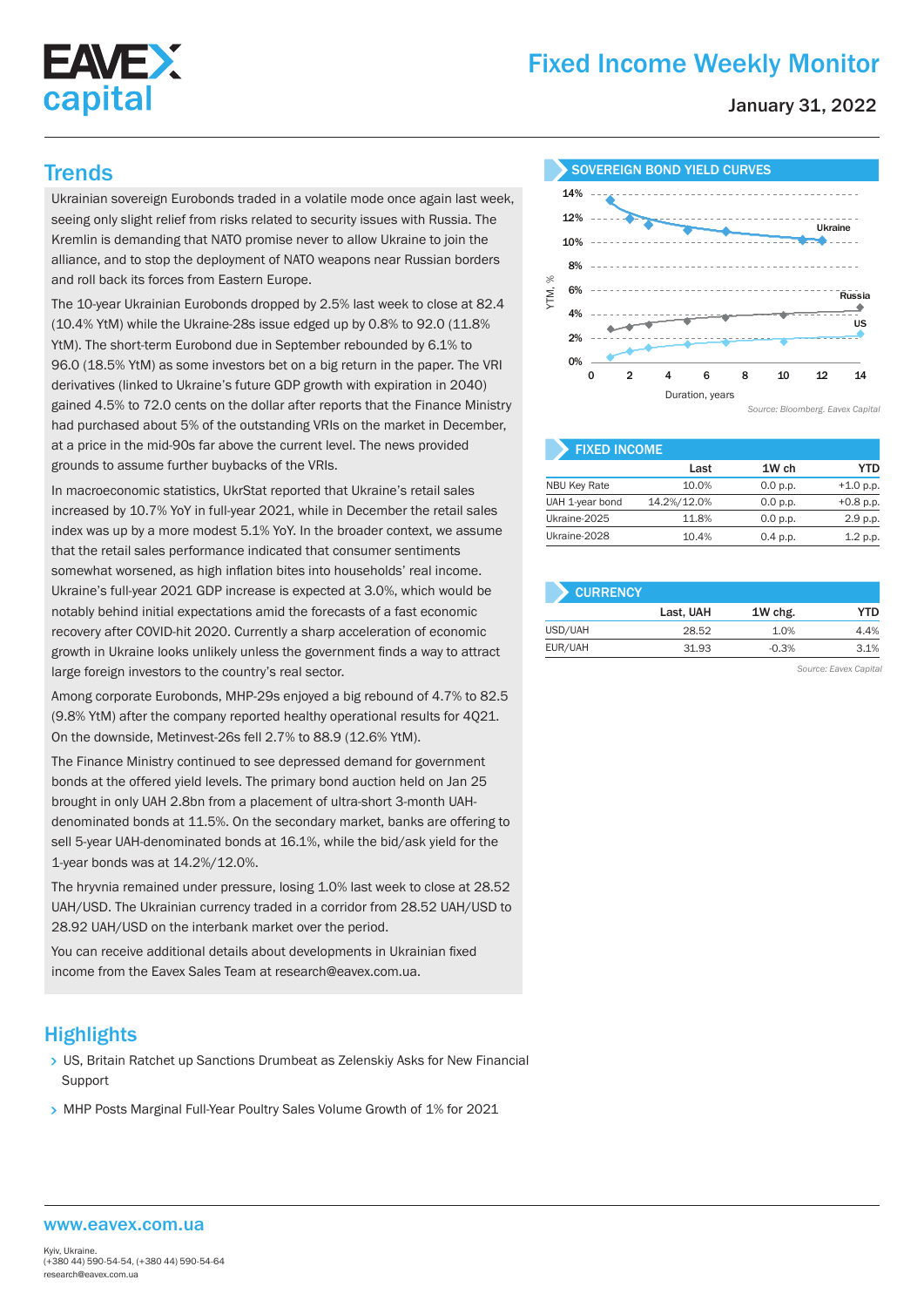# EAVEX capital

# Fixed Income Weekly Monitor

January 31, 2022

## Trends

Ukrainian sovereign Eurobonds traded in a volatile mode once again last week, seeing only slight relief from risks related to security issues with Russia. The Kremlin is demanding that NATO promise never to allow Ukraine to join the alliance, and to stop the deployment of NATO weapons near Russian borders and roll back its forces from Eastern Europe.

The 10-year Ukrainian Eurobonds dropped by 2.5% last week to close at 82.4 (10.4% YtM) while the Ukraine-28s issue edged up by 0.8% to 92.0 (11.8% YtM). The short-term Eurobond due in September rebounded by 6.1% to 96.0 (18.5% YtM) as some investors bet on a big return in the paper. The VRI derivatives (linked to Ukraine's future GDP growth with expiration in 2040) gained 4.5% to 72.0 cents on the dollar after reports that the Finance Ministry had purchased about 5% of the outstanding VRIs on the market in December, at a price in the mid-90s far above the current level. The news provided grounds to assume further buybacks of the VRIs.

In macroeconomic statistics, UkrStat reported that Ukraine's retail sales increased by 10.7% YoY in full-year 2021, while in December the retail sales index was up by a more modest 5.1% YoY. In the broader context, we assume that the retail sales performance indicated that consumer sentiments somewhat worsened, as high inflation bites into households' real income. Ukraine's full-year 2021 GDP increase is expected at 3.0%, which would be notably behind initial expectations amid the forecasts of a fast economic recovery after COVID-hit 2020. Currently a sharp acceleration of economic growth in Ukraine looks unlikely unless the government finds a way to attract large foreign investors to the country's real sector.

Among corporate Eurobonds, MHP-29s enjoyed a big rebound of 4.7% to 82.5 (9.8% YtM) after the company reported healthy operational results for 4Q21. On the downside, Metinvest-26s fell 2.7% to 88.9 (12.6% YtM).

The Finance Ministry continued to see depressed demand for government bonds at the offered yield levels. The primary bond auction held on Jan 25 brought in only UAH 2.8bn from a placement of ultra-short 3-month UAH-denominated bonds at 11.5%. On the secondary market, banks are offering to sell 5-year UAH-denominated bonds at 16.1%, while the bid/ask yield for the 1-year bonds was at 14.2%/12.0%.

The hryvnia remained under pressure, losing 1.0% last week to close at 28.52 UAH/USD. The Ukrainian currency traded in a corridor from 28.52 UAH/USD to 28.92 UAH/USD on the interbank market over the period.

You can receive additional details about developments in Ukrainian fixed income from the Eavex Sales Team at research@eavex.com.ua.

### SOVEREIGN BOND YIELD CURVES

*Source: Bloomberg. Eavex Capital*

### FIXED INCOME

| | Last | 1W ch | YTD |
|---|---|---|---|
| NBU Key Rate | 10.0% | 0.0 p.p. | +1.0 p.p. |
| UAH 1-year bond | 14.2%/12.0% | 0.0 p.p. | +0.8 p.p. |
| Ukraine-2025 | 11.8% | 0.0 p.p. | 2.9 p.p. |
| Ukraine-2028 | 10.4% | 0.4 p.p. | 1.2 p.p. |

### CURRENCY

| | Last, UAH | 1W chg. | YTD |
|---|---|---|---|
| USD/UAH | 28.52 | 1.0% | 4.4% |
| EUR/UAH | 31.93 | -0.3% | 3.1% |

*Source: Eavex Capital*

## Highlights

- US, Britain Ratchet up Sanctions Drumbeat as Zelenskiy Asks for New Financial Support
- MHP Posts Marginal Full-Year Poultry Sales Volume Growth of 1% for 2021

www.eavex.com.ua

Kyiv, Ukraine.
(+380 44) 590-54-54, (+380 44) 590-54-64
research@eavex.com.ua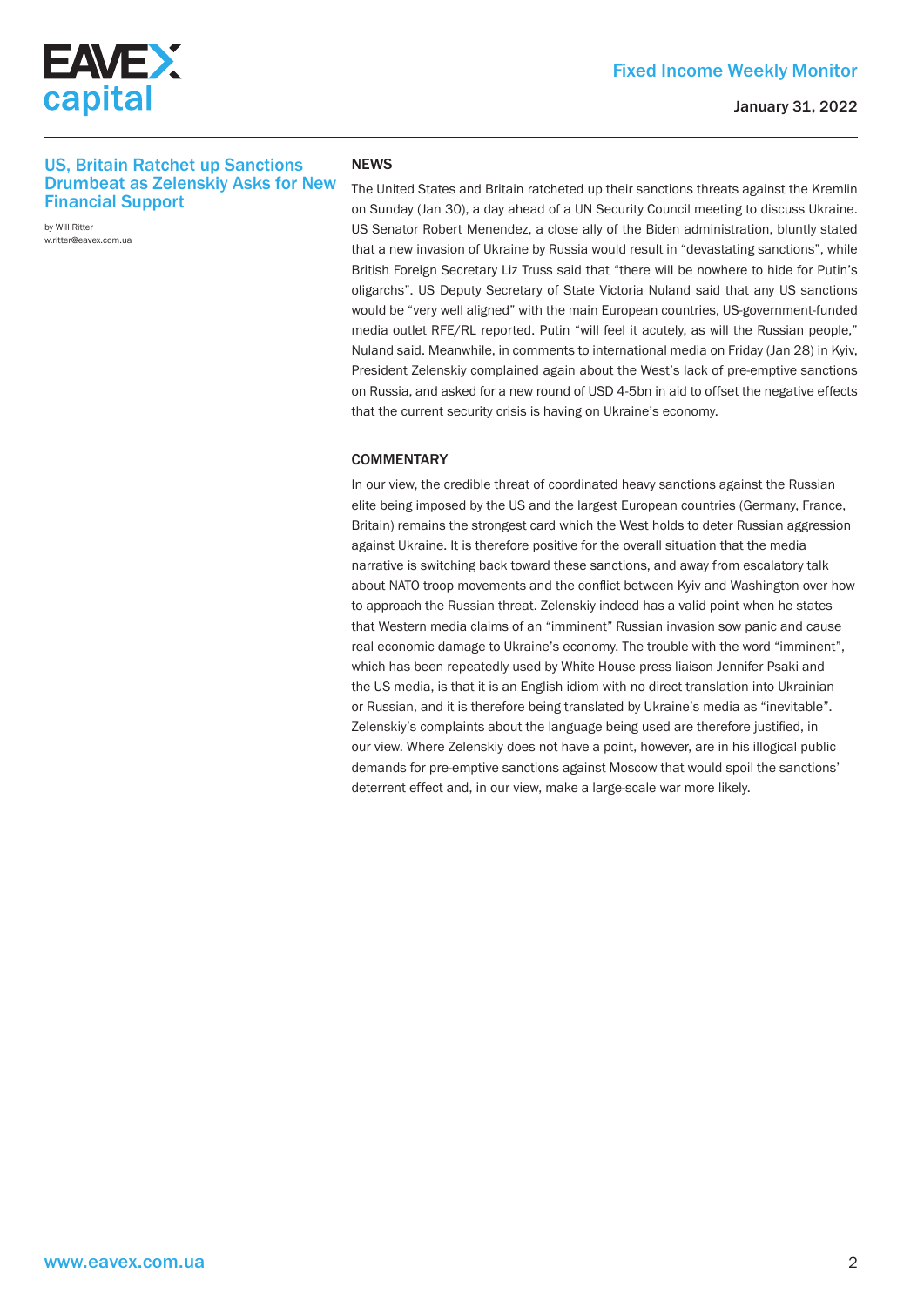## US, Britain Ratchet up Sanctions Drumbeat as Zelenskiy Asks for New Financial Support

by Will Ritter
w.ritter@eavex.com.ua

### NEWS

The United States and Britain ratcheted up their sanctions threats against the Kremlin on Sunday (Jan 30), a day ahead of a UN Security Council meeting to discuss Ukraine. US Senator Robert Menendez, a close ally of the Biden administration, bluntly stated that a new invasion of Ukraine by Russia would result in "devastating sanctions", while British Foreign Secretary Liz Truss said that "there will be nowhere to hide for Putin's oligarchs". US Deputy Secretary of State Victoria Nuland said that any US sanctions would be "very well aligned" with the main European countries, US-government-funded media outlet RFE/RL reported. Putin "will feel it acutely, as will the Russian people," Nuland said. Meanwhile, in comments to international media on Friday (Jan 28) in Kyiv, President Zelenskiy complained again about the West's lack of pre-emptive sanctions on Russia, and asked for a new round of USD 4-5bn in aid to offset the negative effects that the current security crisis is having on Ukraine's economy.

### COMMENTARY

In our view, the credible threat of coordinated heavy sanctions against the Russian elite being imposed by the US and the largest European countries (Germany, France, Britain) remains the strongest card which the West holds to deter Russian aggression against Ukraine. It is therefore positive for the overall situation that the media narrative is switching back toward these sanctions, and away from escalatory talk about NATO troop movements and the conflict between Kyiv and Washington over how to approach the Russian threat. Zelenskiy indeed has a valid point when he states that Western media claims of an "imminent" Russian invasion sow panic and cause real economic damage to Ukraine's economy. The trouble with the word "imminent", which has been repeatedly used by White House press liaison Jennifer Psaki and the US media, is that it is an English idiom with no direct translation into Ukrainian or Russian, and it is therefore being translated by Ukraine's media as "inevitable". Zelenskiy's complaints about the language being used are therefore justified, in our view. Where Zelenskiy does not have a point, however, are in his illogical public demands for pre-emptive sanctions against Moscow that would spoil the sanctions' deterrent effect and, in our view, make a large-scale war more likely.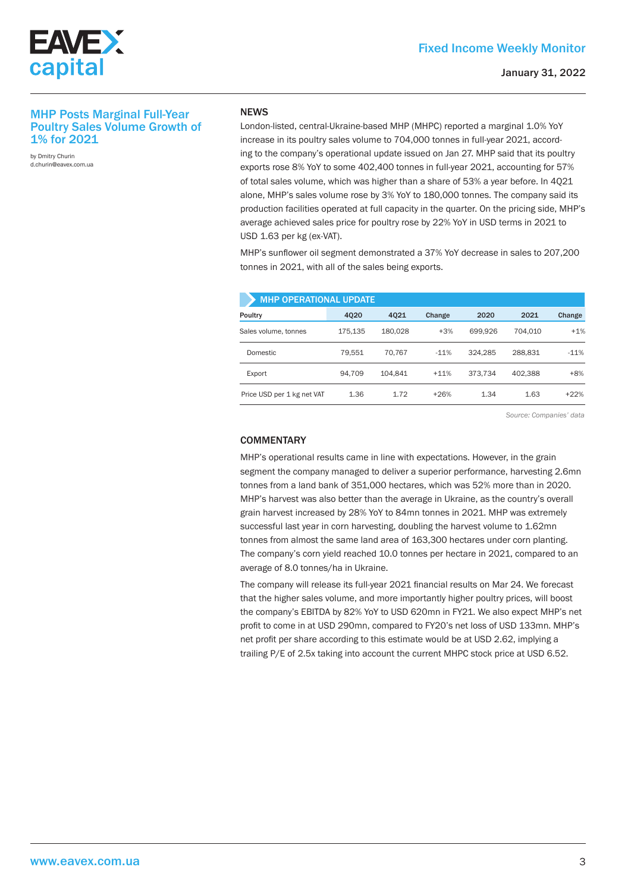## MHP Posts Marginal Full-Year Poultry Sales Volume Growth of 1% for 2021

by Dmitry Churin
d.churin@eavex.com.ua

### NEWS

London-listed, central-Ukraine-based MHP (MHPC) reported a marginal 1.0% YoY increase in its poultry sales volume to 704,000 tonnes in full-year 2021, according to the company's operational update issued on Jan 27. MHP said that its poultry exports rose 8% YoY to some 402,400 tonnes in full-year 2021, accounting for 57% of total sales volume, which was higher than a share of 53% a year before. In 4Q21 alone, MHP's sales volume rose by 3% YoY to 180,000 tonnes. The company said its production facilities operated at full capacity in the quarter. On the pricing side, MHP's average achieved sales price for poultry rose by 22% YoY in USD terms in 2021 to USD 1.63 per kg (ex-VAT).

MHP's sunflower oil segment demonstrated a 37% YoY decrease in sales to 207,200 tonnes in 2021, with all of the sales being exports.

**MHP OPERATIONAL UPDATE**

| Poultry | 4Q20 | 4Q21 | Change | 2020 | 2021 | Change |
|---|---|---|---|---|---|---|
| Sales volume, tonnes | 175,135 | 180,028 | +3% | 699,926 | 704,010 | +1% |
| Domestic | 79,551 | 70,767 | -11% | 324,285 | 288,831 | -11% |
| Export | 94,709 | 104,841 | +11% | 373,734 | 402,388 | +8% |
| Price USD per 1 kg net VAT | 1.36 | 1.72 | +26% | 1.34 | 1.63 | +22% |

*Source: Companies' data*

### COMMENTARY

MHP's operational results came in line with expectations. However, in the grain segment the company managed to deliver a superior performance, harvesting 2.6mn tonnes from a land bank of 351,000 hectares, which was 52% more than in 2020. MHP's harvest was also better than the average in Ukraine, as the country's overall grain harvest increased by 28% YoY to 84mn tonnes in 2021. MHP was extremely successful last year in corn harvesting, doubling the harvest volume to 1.62mn tonnes from almost the same land area of 163,300 hectares under corn planting. The company's corn yield reached 10.0 tonnes per hectare in 2021, compared to an average of 8.0 tonnes/ha in Ukraine.

The company will release its full-year 2021 financial results on Mar 24. We forecast that the higher sales volume, and more importantly higher poultry prices, will boost the company's EBITDA by 82% YoY to USD 620mn in FY21. We also expect MHP's net profit to come in at USD 290mn, compared to FY20's net loss of USD 133mn. MHP's net profit per share according to this estimate would be at USD 2.62, implying a trailing P/E of 2.5x taking into account the current MHPC stock price at USD 6.52.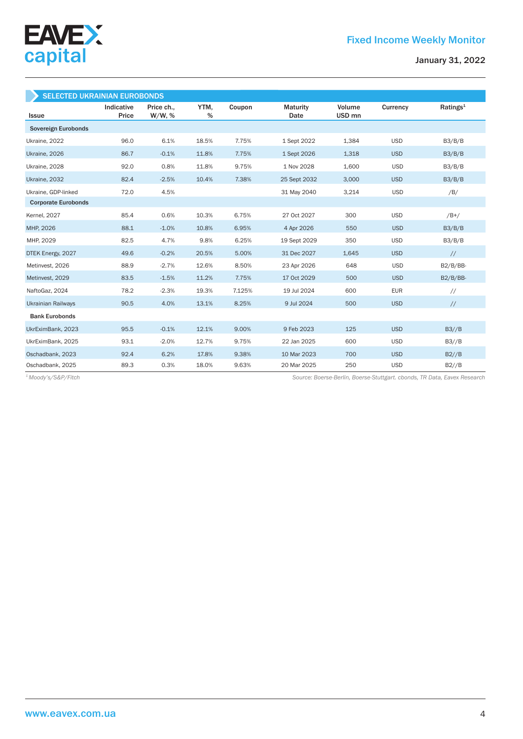## SELECTED UKRAINIAN EUROBONDS

| Issue | Indicative Price | Price ch., W/W, % | YTM, % | Coupon | Maturity Date | Volume USD mn | Currency | Ratings[1] |
|---|---|---|---|---|---|---|---|---|
| **Sovereign Eurobonds** | | | | | | | | |
| Ukraine, 2022 | 96.0 | 6.1% | 18.5% | 7.75% | 1 Sept 2022 | 1,384 | USD | B3/B/B |
| Ukraine, 2026 | 86.7 | -0.1% | 11.8% | 7.75% | 1 Sept 2026 | 1,318 | USD | B3/B/B |
| Ukraine, 2028 | 92.0 | 0.8% | 11.8% | 9.75% | 1 Nov 2028 | 1,600 | USD | B3/B/B |
| Ukraine, 2032 | 82.4 | -2.5% | 10.4% | 7.38% | 25 Sept 2032 | 3,000 | USD | B3/B/B |
| Ukraine, GDP-linked | 72.0 | 4.5% | | | 31 May 2040 | 3,214 | USD | /B/ |
| **Corporate Eurobonds** | | | | | | | | |
| Kernel, 2027 | 85.4 | 0.6% | 10.3% | 6.75% | 27 Oct 2027 | 300 | USD | /B+/ |
| MHP, 2026 | 88.1 | -1.0% | 10.8% | 6.95% | 4 Apr 2026 | 550 | USD | B3/B/B |
| MHP, 2029 | 82.5 | 4.7% | 9.8% | 6.25% | 19 Sept 2029 | 350 | USD | B3/B/B |
| DTEK Energy, 2027 | 49.6 | -0.2% | 20.5% | 5.00% | 31 Dec 2027 | 1,645 | USD | // |
| Metinvest, 2026 | 88.9 | -2.7% | 12.6% | 8.50% | 23 Apr 2026 | 648 | USD | B2/B/BB- |
| Metinvest, 2029 | 83.5 | -1.5% | 11.2% | 7.75% | 17 Oct 2029 | 500 | USD | B2/B/BB- |
| NaftoGaz, 2024 | 78.2 | -2.3% | 19.3% | 7.125% | 19 Jul 2024 | 600 | EUR | // |
| Ukrainian Railways | 90.5 | 4.0% | 13.1% | 8.25% | 9 Jul 2024 | 500 | USD | // |
| **Bank Eurobonds** | | | | | | | | |
| UkrEximBank, 2023 | 95.5 | -0.1% | 12.1% | 9.00% | 9 Feb 2023 | 125 | USD | B3//B |
| UkrEximBank, 2025 | 93.1 | -2.0% | 12.7% | 9.75% | 22 Jan 2025 | 600 | USD | B3//B |
| Oschadbank, 2023 | 92.4 | 6.2% | 17.8% | 9.38% | 10 Mar 2023 | 700 | USD | B2//B |
| Oschadbank, 2025 | 89.3 | 0.3% | 18.0% | 9.63% | 20 Mar 2025 | 250 | USD | B2//B |

*[1] Moody's/S&P/Fitch*

*Source: Boerse-Berlin, Boerse-Stuttgart. cbonds, TR Data, Eavex Research*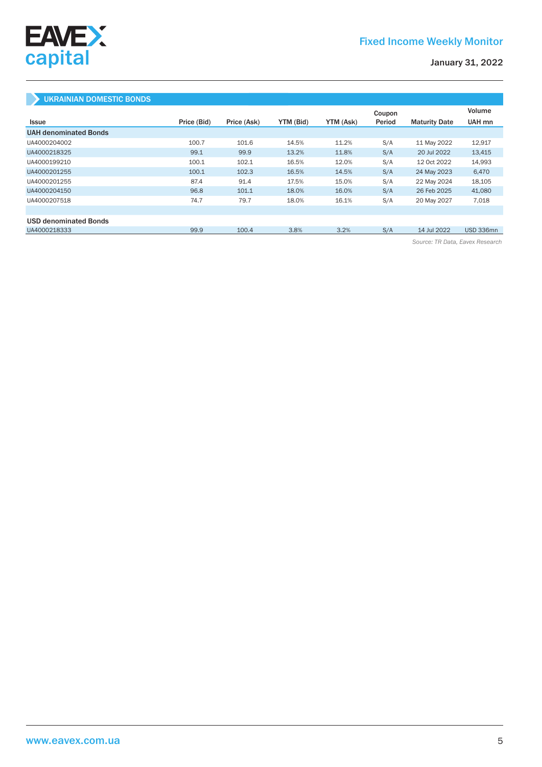## UKRAINIAN DOMESTIC BONDS

| Issue | Price (Bid) | Price (Ask) | YTM (Bid) | YTM (Ask) | Coupon Period | Maturity Date | Volume UAH mn |
|---|---|---|---|---|---|---|---|
| **UAH denominated Bonds** | | | | | | | |
| UA4000204002 | 100.7 | 101.6 | 14.5% | 11.2% | S/A | 11 May 2022 | 12,917 |
| UA4000218325 | 99.1 | 99.9 | 13.2% | 11.8% | S/A | 20 Jul 2022 | 13,415 |
| UA4000199210 | 100.1 | 102.1 | 16.5% | 12.0% | S/A | 12 Oct 2022 | 14,993 |
| UA4000201255 | 100.1 | 102.3 | 16.5% | 14.5% | S/A | 24 May 2023 | 6,470 |
| UA4000201255 | 87.4 | 91.4 | 17.5% | 15.0% | S/A | 22 May 2024 | 18,105 |
| UA4000204150 | 96.8 | 101.1 | 18.0% | 16.0% | S/A | 26 Feb 2025 | 41,080 |
| UA4000207518 | 74.7 | 79.7 | 18.0% | 16.1% | S/A | 20 May 2027 | 7,018 |
| | | | | | | | |
| **USD denominated Bonds** | | | | | | | |
| UA4000218333 | 99.9 | 100.4 | 3.8% | 3.2% | S/A | 14 Jul 2022 | USD 336mn |

*Source: TR Data, Eavex Research*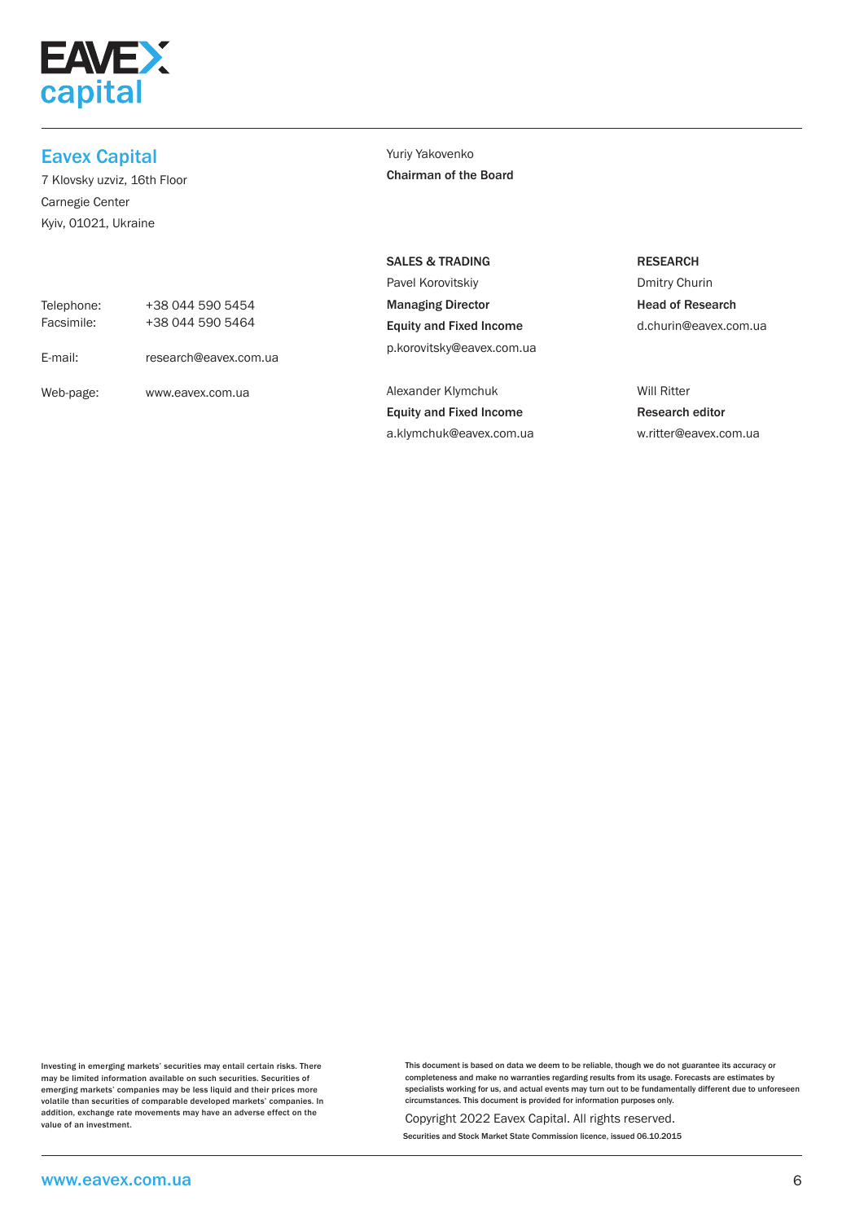# Eavex Capital

7 Klovsky uzviz, 16th Floor
Carnegie Center
Kyiv, 01021, Ukraine

| | |
|---|---|
| Telephone: | +38 044 590 5454 |
| Facsimile: | +38 044 590 5464 |
| E-mail: | research@eavex.com.ua |
| Web-page: | www.eavex.com.ua |

Yuriy Yakovenko
**Chairman of the Board**

**SALES & TRADING**

Pavel Korovitskiy
**Managing Director**
**Equity and Fixed Income**
p.korovitsky@eavex.com.ua

Alexander Klymchuk
**Equity and Fixed Income**
a.klymchuk@eavex.com.ua

**RESEARCH**

Dmitry Churin
**Head of Research**
d.churin@eavex.com.ua

Will Ritter
**Research editor**
w.ritter@eavex.com.ua

Investing in emerging markets' securities may entail certain risks. There may be limited information available on such securities. Securities of emerging markets' companies may be less liquid and their prices more volatile than securities of comparable developed markets' companies. In addition, exchange rate movements may have an adverse effect on the value of an investment.

This document is based on data we deem to be reliable, though we do not guarantee its accuracy or completeness and make no warranties regarding results from its usage. Forecasts are estimates by specialists working for us, and actual events may turn out to be fundamentally different due to unforeseen circumstances. This document is provided for information purposes only.

Copyright 2022 Eavex Capital. All rights reserved.

Securities and Stock Market State Commission licence, issued 06.10.2015